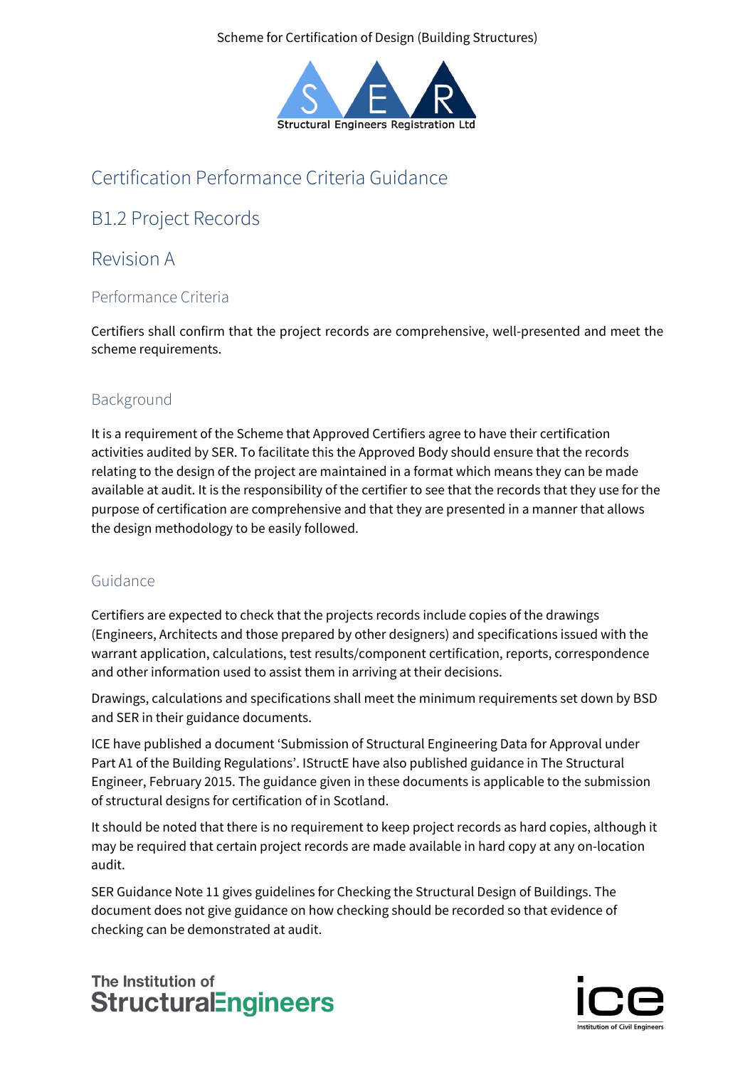# Certification Performance Criteria Guidance

## B1.2 Project Records

## Revision A

### Performance Criteria

Certifiers shall confirm that the project records are comprehensive, well-presented and meet the scheme requirements.

### Background

It is a requirement of the Scheme that Approved Certifiers agree to have their certification activities audited by SER. To facilitate this the Approved Body should ensure that the records relating to the design of the project are maintained in a format which means they can be made available at audit. It is the responsibility of the certifier to see that the records that they use for the purpose of certification are comprehensive and that they are presented in a manner that allows the design methodology to be easily followed.

### Guidance

Certifiers are expected to check that the projects records include copies of the drawings (Engineers, Architects and those prepared by other designers) and specifications issued with the warrant application, calculations, test results/component certification, reports, correspondence and other information used to assist them in arriving at their decisions.

Drawings, calculations and specifications shall meet the minimum requirements set down by BSD and SER in their guidance documents.

ICE have published a document 'Submission of Structural Engineering Data for Approval under Part A1 of the Building Regulations'. IStructE have also published guidance in The Structural Engineer, February 2015. The guidance given in these documents is applicable to the submission of structural designs for certification of in Scotland.

It should be noted that there is no requirement to keep project records as hard copies, although it may be required that certain project records are made available in hard copy at any on-location audit.

SER Guidance Note 11 gives guidelines for Checking the Structural Design of Buildings. The document does not give guidance on how checking should be recorded so that evidence of checking can be demonstrated at audit.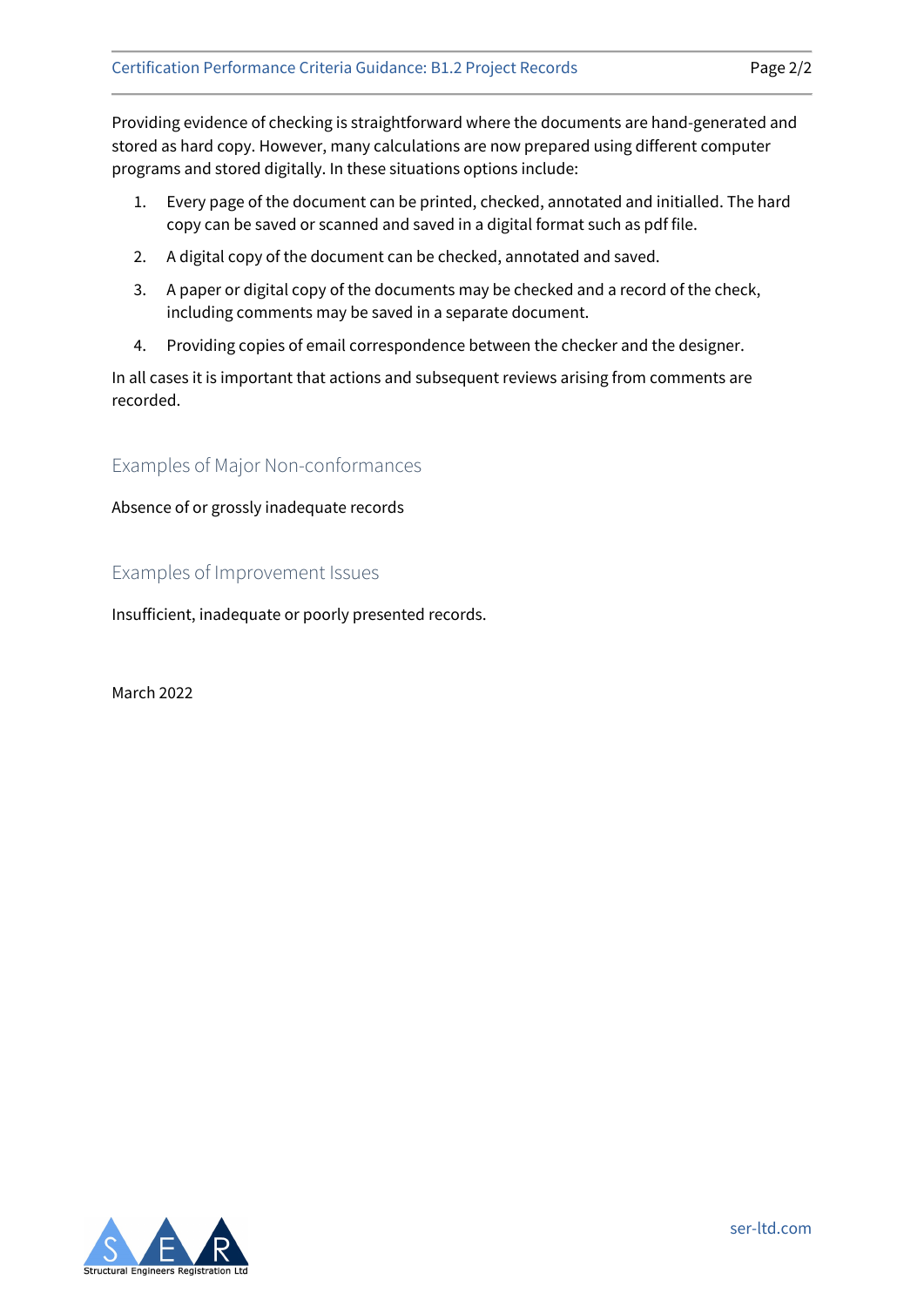Providing evidence of checking is straightforward where the documents are hand-generated and stored as hard copy. However, many calculations are now prepared using different computer programs and stored digitally. In these situations options include:

1. Every page of the document can be printed, checked, annotated and initialled. The hard copy can be saved or scanned and saved in a digital format such as pdf file.
2. A digital copy of the document can be checked, annotated and saved.
3. A paper or digital copy of the documents may be checked and a record of the check, including comments may be saved in a separate document.
4. Providing copies of email correspondence between the checker and the designer.

In all cases it is important that actions and subsequent reviews arising from comments are recorded.

## Examples of Major Non-conformances

Absence of or grossly inadequate records

## Examples of Improvement Issues

Insufficient, inadequate or poorly presented records.

March 2022